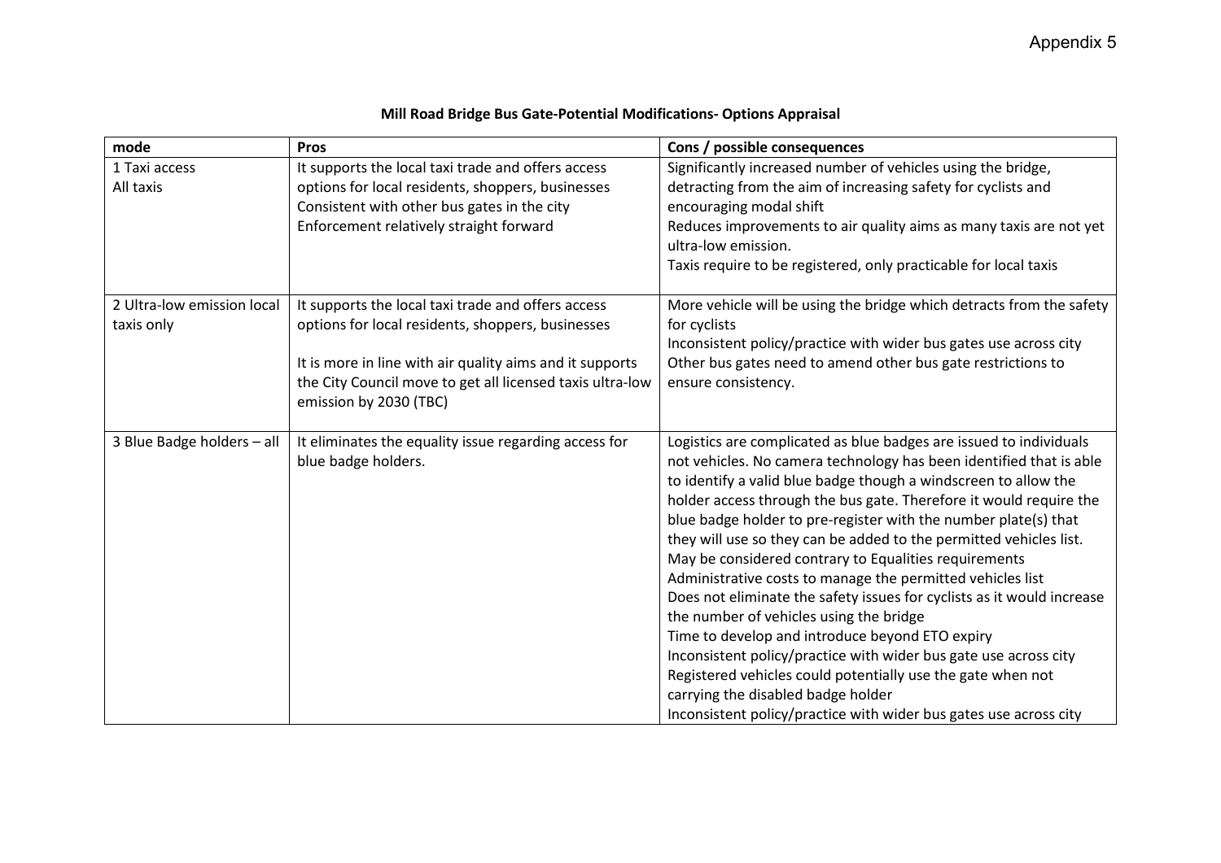Appendix 5

**Mill Road Bridge Bus Gate-Potential Modifications- Options Appraisal**

| mode | Pros | Cons / possible consequences |
|---|---|---|
| 1 Taxi access<br>All taxis | It supports the local taxi trade and offers access options for local residents, shoppers, businesses<br>Consistent with other bus gates in the city<br>Enforcement relatively straight forward | Significantly increased number of vehicles using the bridge, detracting from the aim of increasing safety for cyclists and encouraging modal shift<br>Reduces improvements to air quality aims as many taxis are not yet ultra-low emission.<br>Taxis require to be registered, only practicable for local taxis |
| 2 Ultra-low emission local taxis only | It supports the local taxi trade and offers access options for local residents, shoppers, businesses<br><br>It is more in line with air quality aims and it supports the City Council move to get all licensed taxis ultra-low emission by 2030 (TBC) | More vehicle will be using the bridge which detracts from the safety for cyclists<br>Inconsistent policy/practice with wider bus gates use across city<br>Other bus gates need to amend other bus gate restrictions to ensure consistency. |
| 3 Blue Badge holders – all | It eliminates the equality issue regarding access for blue badge holders. | Logistics are complicated as blue badges are issued to individuals not vehicles. No camera technology has been identified that is able to identify a valid blue badge though a windscreen to allow the holder access through the bus gate. Therefore it would require the blue badge holder to pre-register with the number plate(s) that they will use so they can be added to the permitted vehicles list.<br>May be considered contrary to Equalities requirements<br>Administrative costs to manage the permitted vehicles list<br>Does not eliminate the safety issues for cyclists as it would increase the number of vehicles using the bridge<br>Time to develop and introduce beyond ETO expiry<br>Inconsistent policy/practice with wider bus gate use across city<br>Registered vehicles could potentially use the gate when not carrying the disabled badge holder<br>Inconsistent policy/practice with wider bus gates use across city |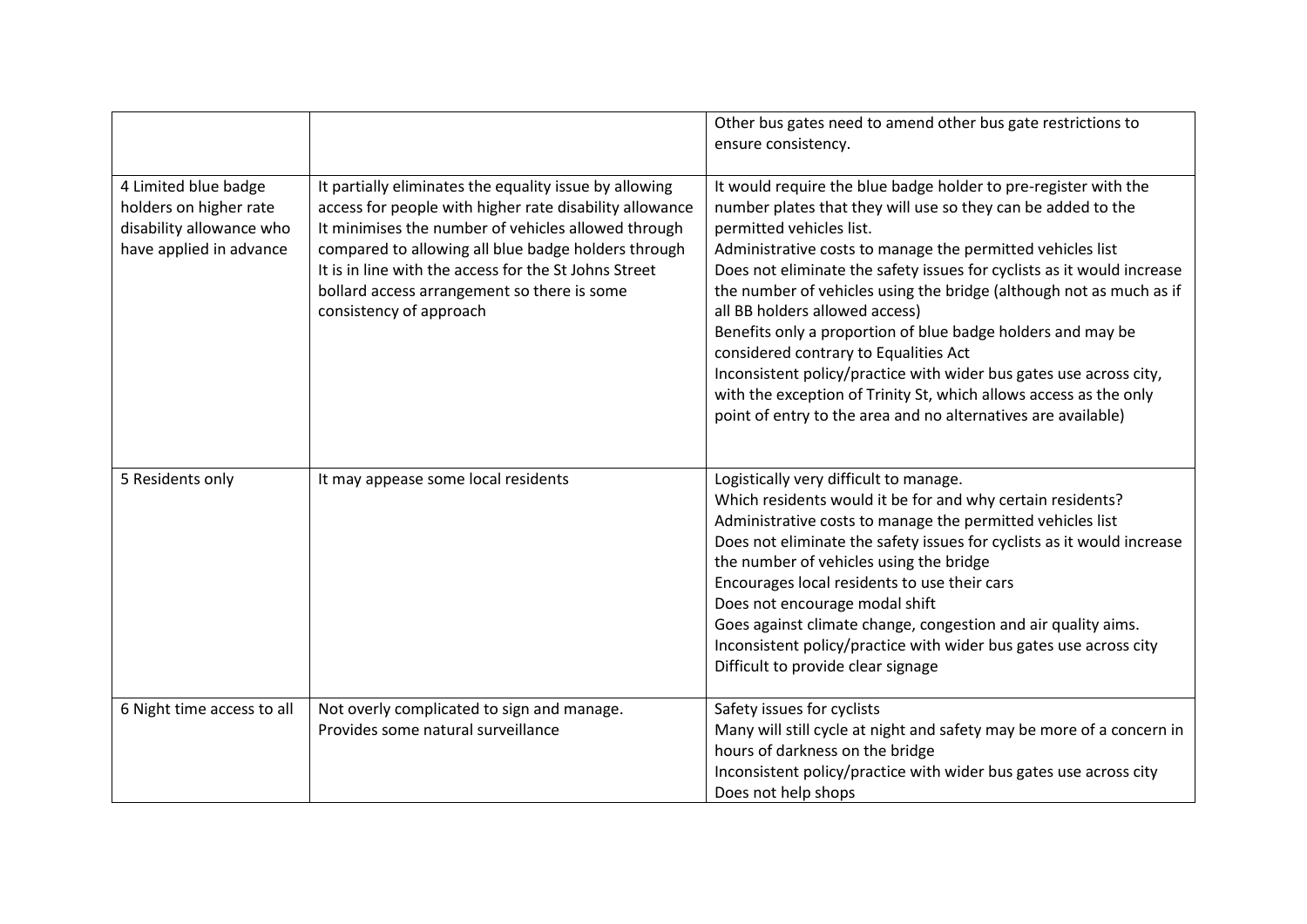| | | |
|---|---|---|
| | | Other bus gates need to amend other bus gate restrictions to ensure consistency. |
| 4 Limited blue badge holders on higher rate disability allowance who have applied in advance | It partially eliminates the equality issue by allowing access for people with higher rate disability allowance<br>It minimises the number of vehicles allowed through compared to allowing all blue badge holders through<br>It is in line with the access for the St Johns Street bollard access arrangement so there is some consistency of approach | It would require the blue badge holder to pre-register with the number plates that they will use so they can be added to the permitted vehicles list.<br>Administrative costs to manage the permitted vehicles list<br>Does not eliminate the safety issues for cyclists as it would increase the number of vehicles using the bridge (although not as much as if all BB holders allowed access)<br>Benefits only a proportion of blue badge holders and may be considered contrary to Equalities Act<br>Inconsistent policy/practice with wider bus gates use across city, with the exception of Trinity St, which allows access as the only point of entry to the area and no alternatives are available) |
| 5 Residents only | It may appease some local residents | Logistically very difficult to manage.<br>Which residents would it be for and why certain residents?<br>Administrative costs to manage the permitted vehicles list<br>Does not eliminate the safety issues for cyclists as it would increase the number of vehicles using the bridge<br>Encourages local residents to use their cars<br>Does not encourage modal shift<br>Goes against climate change, congestion and air quality aims.<br>Inconsistent policy/practice with wider bus gates use across city<br>Difficult to provide clear signage |
| 6 Night time access to all | Not overly complicated to sign and manage.<br>Provides some natural surveillance | Safety issues for cyclists<br>Many will still cycle at night and safety may be more of a concern in hours of darkness on the bridge<br>Inconsistent policy/practice with wider bus gates use across city<br>Does not help shops |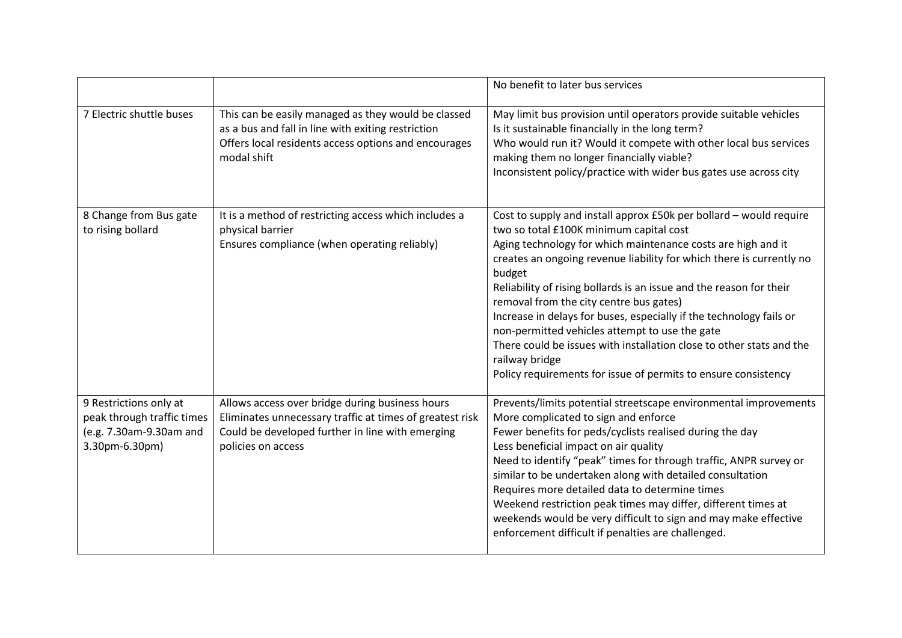| | | |
|---|---|---|
| | | No benefit to later bus services |
| 7 Electric shuttle buses | This can be easily managed as they would be classed as a bus and fall in line with exiting restriction<br>Offers local residents access options and encourages modal shift | May limit bus provision until operators provide suitable vehicles<br>Is it sustainable financially in the long term?<br>Who would run it? Would it compete with other local bus services making them no longer financially viable?<br>Inconsistent policy/practice with wider bus gates use across city |
| 8 Change from Bus gate to rising bollard | It is a method of restricting access which includes a physical barrier<br>Ensures compliance (when operating reliably) | Cost to supply and install approx £50k per bollard – would require two so total £100K minimum capital cost<br>Aging technology for which maintenance costs are high and it creates an ongoing revenue liability for which there is currently no budget<br>Reliability of rising bollards is an issue and the reason for their removal from the city centre bus gates)<br>Increase in delays for buses, especially if the technology fails or non-permitted vehicles attempt to use the gate<br>There could be issues with installation close to other stats and the railway bridge<br>Policy requirements for issue of permits to ensure consistency |
| 9 Restrictions only at peak through traffic times (e.g. 7.30am-9.30am and 3.30pm-6.30pm) | Allows access over bridge during business hours<br>Eliminates unnecessary traffic at times of greatest risk<br>Could be developed further in line with emerging policies on access | Prevents/limits potential streetscape environmental improvements<br>More complicated to sign and enforce<br>Fewer benefits for peds/cyclists realised during the day<br>Less beneficial impact on air quality<br>Need to identify "peak" times for through traffic, ANPR survey or similar to be undertaken along with detailed consultation<br>Requires more detailed data to determine times<br>Weekend restriction peak times may differ, different times at weekends would be very difficult to sign and may make effective enforcement difficult if penalties are challenged. |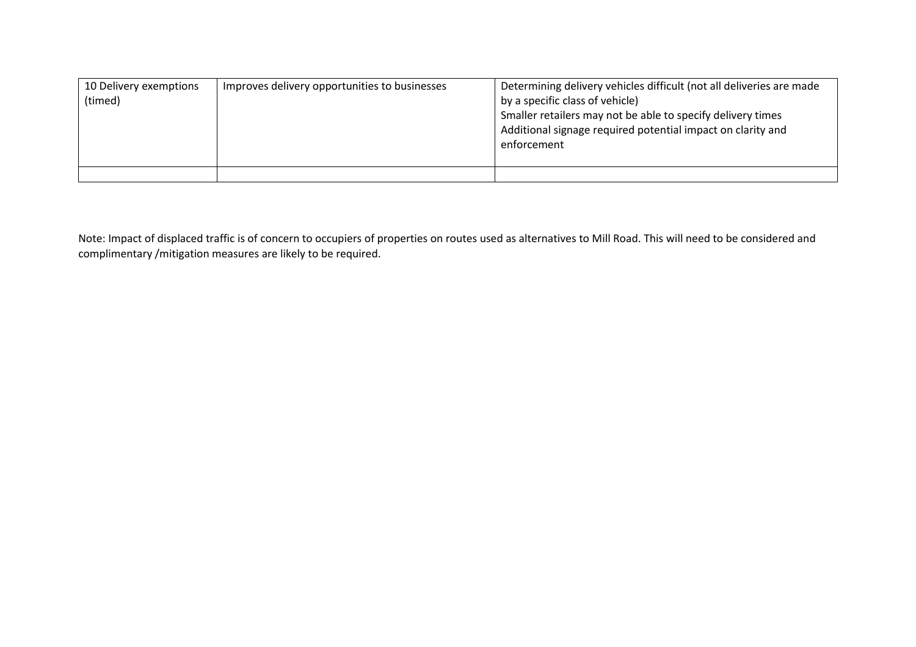| | | |
|---|---|---|
| 10 Delivery exemptions (timed) | Improves delivery opportunities to businesses | Determining delivery vehicles difficult (not all deliveries are made by a specific class of vehicle)<br>Smaller retailers may not be able to specify delivery times<br>Additional signage required potential impact on clarity and enforcement |
| | | |

Note: Impact of displaced traffic is of concern to occupiers of properties on routes used as alternatives to Mill Road. This will need to be considered and complimentary /mitigation measures are likely to be required.